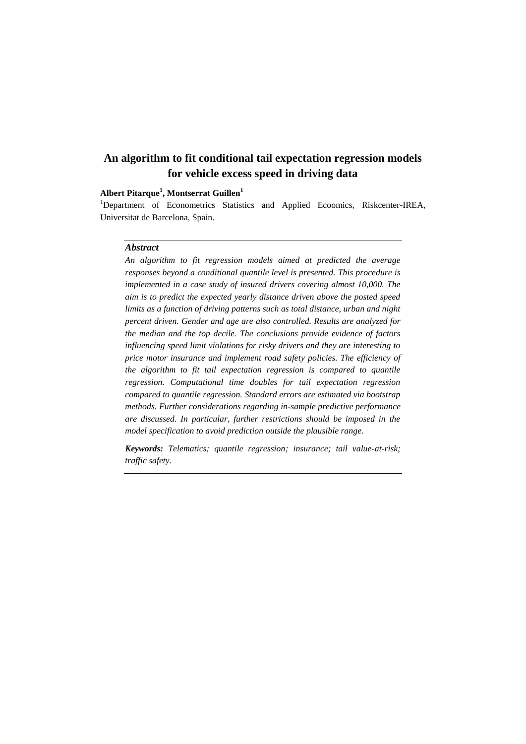# An algorithm to fit conditional tail expectation regression models for vehicle excess speed in driving data

**Albert Pitarque[1], Montserrat Guillen[1]**

[1]Department of Econometrics Statistics and Applied Ecoomics, Riskcenter-IREA, Universitat de Barcelona, Spain.

---

***Abstract***

*An algorithm to fit regression models aimed at predicted the average responses beyond a conditional quantile level is presented. This procedure is implemented in a case study of insured drivers covering almost 10,000. The aim is to predict the expected yearly distance driven above the posted speed limits as a function of driving patterns such as total distance, urban and night percent driven. Gender and age are also controlled. Results are analyzed for the median and the top decile. The conclusions provide evidence of factors influencing speed limit violations for risky drivers and they are interesting to price motor insurance and implement road safety policies. The efficiency of the algorithm to fit tail expectation regression is compared to quantile regression. Computational time doubles for tail expectation regression compared to quantile regression. Standard errors are estimated via bootstrap methods. Further considerations regarding in-sample predictive performance are discussed. In particular, further restrictions should be imposed in the model specification to avoid prediction outside the plausible range.*

***Keywords:*** *Telematics; quantile regression; insurance; tail value-at-risk; traffic safety.*

---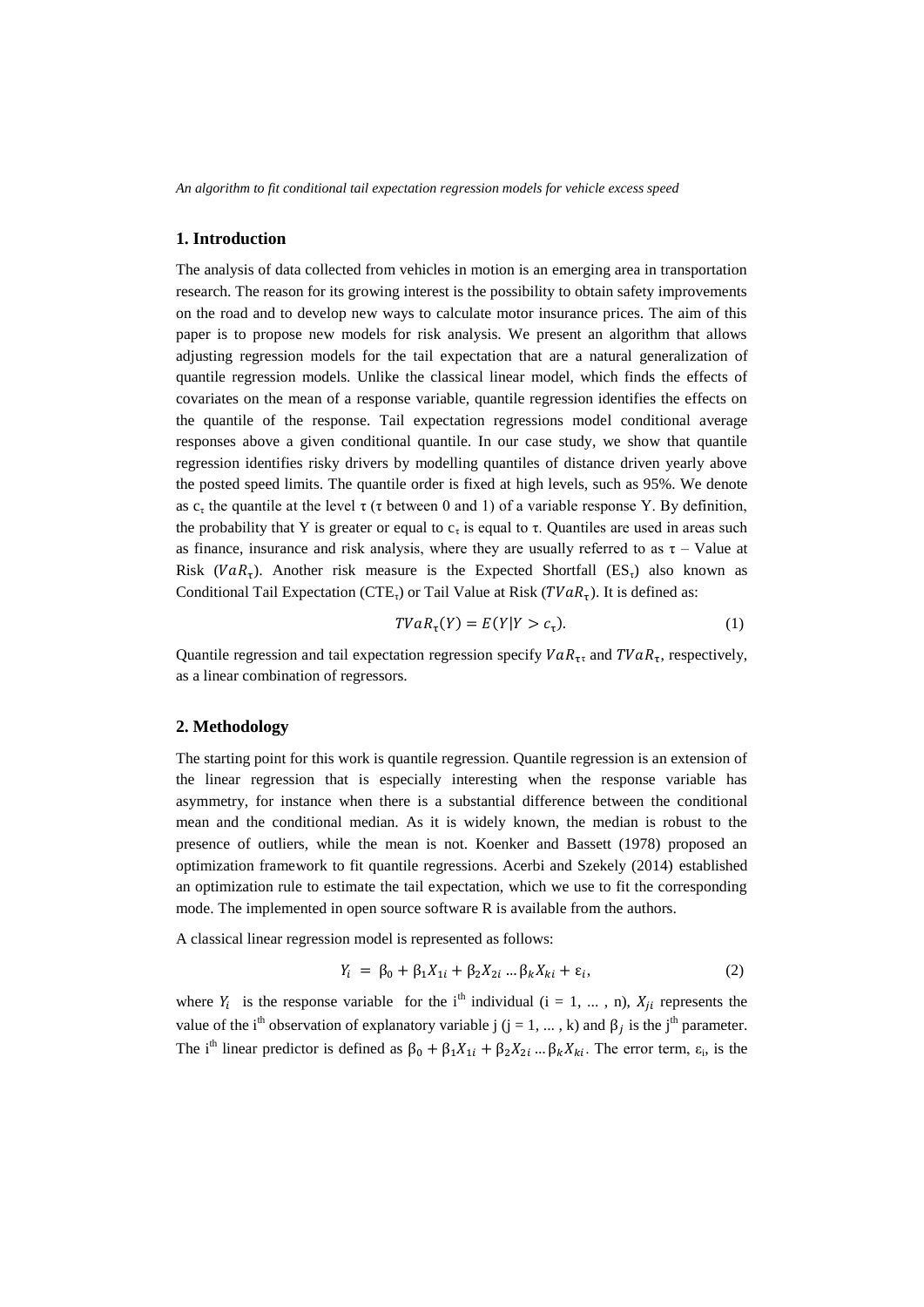## 1. Introduction

The analysis of data collected from vehicles in motion is an emerging area in transportation research. The reason for its growing interest is the possibility to obtain safety improvements on the road and to develop new ways to calculate motor insurance prices. The aim of this paper is to propose new models for risk analysis. We present an algorithm that allows adjusting regression models for the tail expectation that are a natural generalization of quantile regression models. Unlike the classical linear model, which finds the effects of covariates on the mean of a response variable, quantile regression identifies the effects on the quantile of the response. Tail expectation regressions model conditional average responses above a given conditional quantile. In our case study, we show that quantile regression identifies risky drivers by modelling quantiles of distance driven yearly above the posted speed limits. The quantile order is fixed at high levels, such as 95%. We denote as $c_\tau$ the quantile at the level $\tau$ ($\tau$ between 0 and 1) of a variable response Y. By definition, the probability that Y is greater or equal to $c_\tau$ is equal to $\tau$. Quantiles are used in areas such as finance, insurance and risk analysis, where they are usually referred to as $\tau$ – Value at Risk ($VaR_\tau$). Another risk measure is the Expected Shortfall ($ES_\tau$) also known as Conditional Tail Expectation ($CTE_\tau$) or Tail Value at Risk ($TVaR_\tau$). It is defined as:

$$TVaR_\tau(Y) = E(Y|Y > c_\tau). \tag{1}$$

Quantile regression and tail expectation regression specify $VaR_{\tau\tau}$ and $TVaR_\tau$, respectively, as a linear combination of regressors.

## 2. Methodology

The starting point for this work is quantile regression. Quantile regression is an extension of the linear regression that is especially interesting when the response variable has asymmetry, for instance when there is a substantial difference between the conditional mean and the conditional median. As it is widely known, the median is robust to the presence of outliers, while the mean is not. Koenker and Bassett (1978) proposed an optimization framework to fit quantile regressions. Acerbi and Szekely (2014) established an optimization rule to estimate the tail expectation, which we use to fit the corresponding mode. The implemented in open source software R is available from the authors.

A classical linear regression model is represented as follows:

$$Y_i = \beta_0 + \beta_1 X_{1i} + \beta_2 X_{2i} \ldots \beta_k X_{ki} + \varepsilon_i, \tag{2}$$

where $Y_i$ is the response variable for the i[th] individual (i = 1, ... , n), $X_{ji}$ represents the value of the i[th] observation of explanatory variable j (j = 1, ... , k) and $\beta_j$ is the j[th] parameter. The i[th] linear predictor is defined as $\beta_0 + \beta_1 X_{1i} + \beta_2 X_{2i} \ldots \beta_k X_{ki}$. The error term, $\varepsilon_i$, is the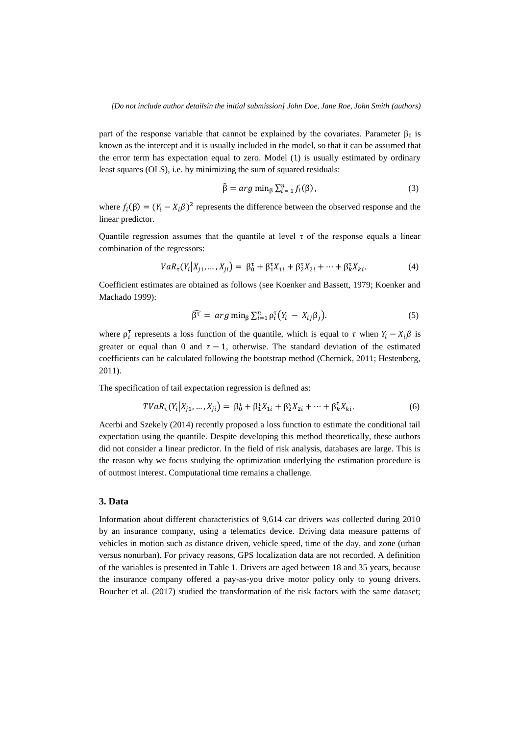part of the response variable that cannot be explained by the covariates. Parameter $\beta_0$ is known as the intercept and it is usually included in the model, so that it can be assumed that the error term has expectation equal to zero. Model (1) is usually estimated by ordinary least squares (OLS), i.e. by minimizing the sum of squared residuals:

$$\hat{\beta} = arg\ \min_{\beta} \sum_{i=1}^{n} f_i(\beta), \tag{3}$$

where $f_i(\beta) = (Y_i - X_i\beta)^2$ represents the difference between the observed response and the linear predictor.

Quantile regression assumes that the quantile at level $\tau$ of the response equals a linear combination of the regressors:

$$VaR_{\tau}(Y_i|X_{j1}, \dots, X_{ji}) = \beta_0^{\tau} + \beta_1^{\tau} X_{1i} + \beta_2^{\tau} X_{2i} + \cdots + \beta_k^{\tau} X_{ki}. \tag{4}$$

Coefficient estimates are obtained as follows (see Koenker and Bassett, 1979; Koenker and Machado 1999):

$$\widehat{\beta^{\tau}} = arg\min_{\beta} \sum_{i=1}^{n} \rho_i^{\tau}(Y_i - X_{ij}\beta_j). \tag{5}$$

where $\rho_i^{\tau}$ represents a loss function of the quantile, which is equal to $\tau$ when $Y_i - X_i\beta$ is greater or equal than 0 and $\tau - 1$, otherwise. The standard deviation of the estimated coefficients can be calculated following the bootstrap method (Chernick, 2011; Hestenberg, 2011).

The specification of tail expectation regression is defined as:

$$TVaR_{\tau}(Y_i|X_{j1}, \dots, X_{ji}) = \beta_0^{\tau} + \beta_1^{\tau} X_{1i} + \beta_2^{\tau} X_{2i} + \cdots + \beta_k^{\tau} X_{ki}. \tag{6}$$

Acerbi and Szekely (2014) recently proposed a loss function to estimate the conditional tail expectation using the quantile. Despite developing this method theoretically, these authors did not consider a linear predictor. In the field of risk analysis, databases are large. This is the reason why we focus studying the optimization underlying the estimation procedure is of outmost interest. Computational time remains a challenge.

## 3. Data

Information about different characteristics of 9,614 car drivers was collected during 2010 by an insurance company, using a telematics device. Driving data measure patterns of vehicles in motion such as distance driven, vehicle speed, time of the day, and zone (urban versus nonurban). For privacy reasons, GPS localization data are not recorded. A definition of the variables is presented in Table 1. Drivers are aged between 18 and 35 years, because the insurance company offered a pay-as-you drive motor policy only to young drivers. Boucher et al. (2017) studied the transformation of the risk factors with the same dataset;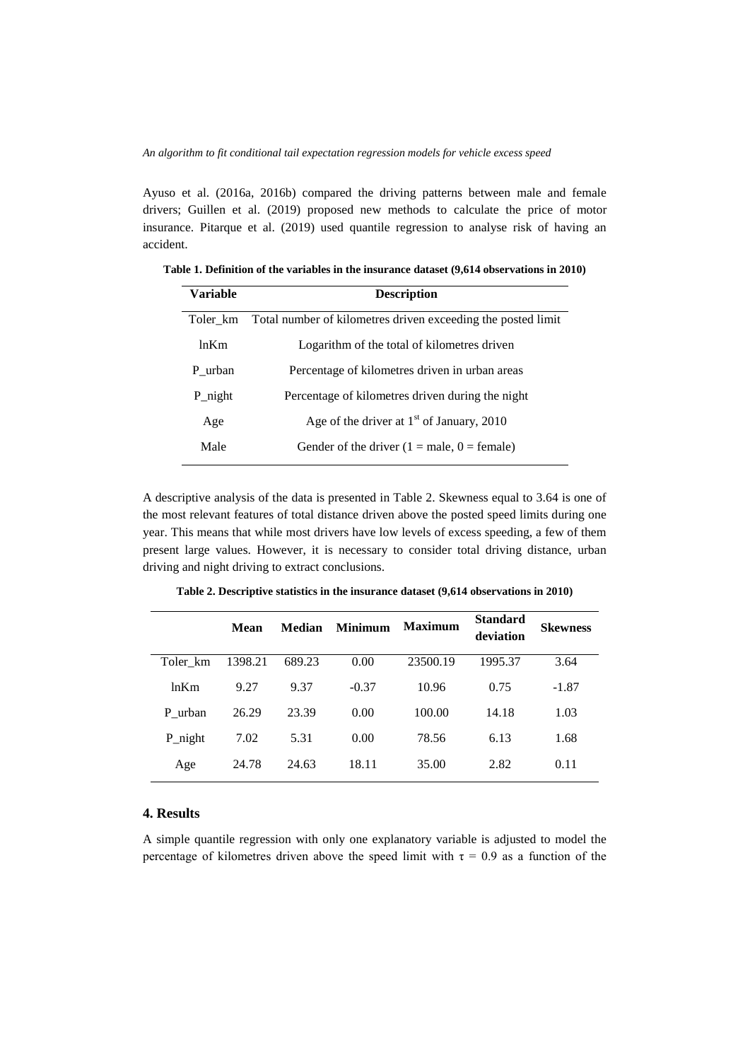Ayuso et al. (2016a, 2016b) compared the driving patterns between male and female drivers; Guillen et al. (2019) proposed new methods to calculate the price of motor insurance. Pitarque et al. (2019) used quantile regression to analyse risk of having an accident.

**Table 1. Definition of the variables in the insurance dataset (9,614 observations in 2010)**

| Variable | Description |
|---|---|
| Toler_km | Total number of kilometres driven exceeding the posted limit |
| lnKm | Logarithm of the total of kilometres driven |
| P_urban | Percentage of kilometres driven in urban areas |
| P_night | Percentage of kilometres driven during the night |
| Age | Age of the driver at 1st of January, 2010 |
| Male | Gender of the driver (1 = male, 0 = female) |

A descriptive analysis of the data is presented in Table 2. Skewness equal to 3.64 is one of the most relevant features of total distance driven above the posted speed limits during one year. This means that while most drivers have low levels of excess speeding, a few of them present large values. However, it is necessary to consider total driving distance, urban driving and night driving to extract conclusions.

**Table 2. Descriptive statistics in the insurance dataset (9,614 observations in 2010)**

| | Mean | Median | Minimum | Maximum | Standard deviation | Skewness |
|---|---|---|---|---|---|---|
| Toler_km | 1398.21 | 689.23 | 0.00 | 23500.19 | 1995.37 | 3.64 |
| lnKm | 9.27 | 9.37 | -0.37 | 10.96 | 0.75 | -1.87 |
| P_urban | 26.29 | 23.39 | 0.00 | 100.00 | 14.18 | 1.03 |
| P_night | 7.02 | 5.31 | 0.00 | 78.56 | 6.13 | 1.68 |
| Age | 24.78 | 24.63 | 18.11 | 35.00 | 2.82 | 0.11 |

## 4. Results

A simple quantile regression with only one explanatory variable is adjusted to model the percentage of kilometres driven above the speed limit with $\tau = 0.9$ as a function of the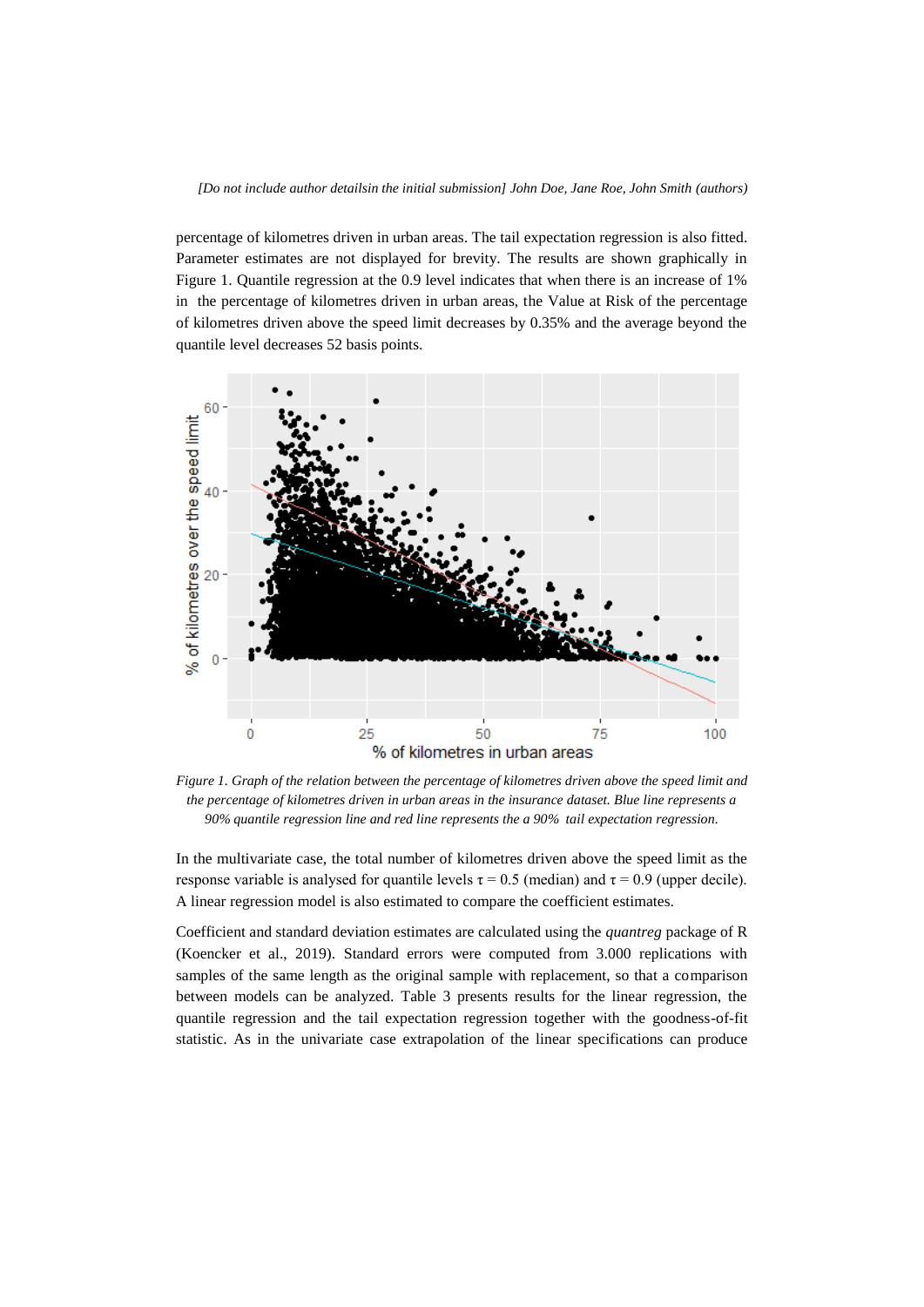percentage of kilometres driven in urban areas. The tail expectation regression is also fitted. Parameter estimates are not displayed for brevity. The results are shown graphically in Figure 1. Quantile regression at the 0.9 level indicates that when there is an increase of 1% in the percentage of kilometres driven in urban areas, the Value at Risk of the percentage of kilometres driven above the speed limit decreases by 0.35% and the average beyond the quantile level decreases 52 basis points.

*Figure 1. Graph of the relation between the percentage of kilometres driven above the speed limit and the percentage of kilometres driven in urban areas in the insurance dataset. Blue line represents a 90% quantile regression line and red line represents the a 90% tail expectation regression.*

In the multivariate case, the total number of kilometres driven above the speed limit as the response variable is analysed for quantile levels $\tau = 0.5$ (median) and $\tau = 0.9$ (upper decile). A linear regression model is also estimated to compare the coefficient estimates.

Coefficient and standard deviation estimates are calculated using the *quantreg* package of R (Koencker et al., 2019). Standard errors were computed from 3.000 replications with samples of the same length as the original sample with replacement, so that a comparison between models can be analyzed. Table 3 presents results for the linear regression, the quantile regression and the tail expectation regression together with the goodness-of-fit statistic. As in the univariate case extrapolation of the linear specifications can produce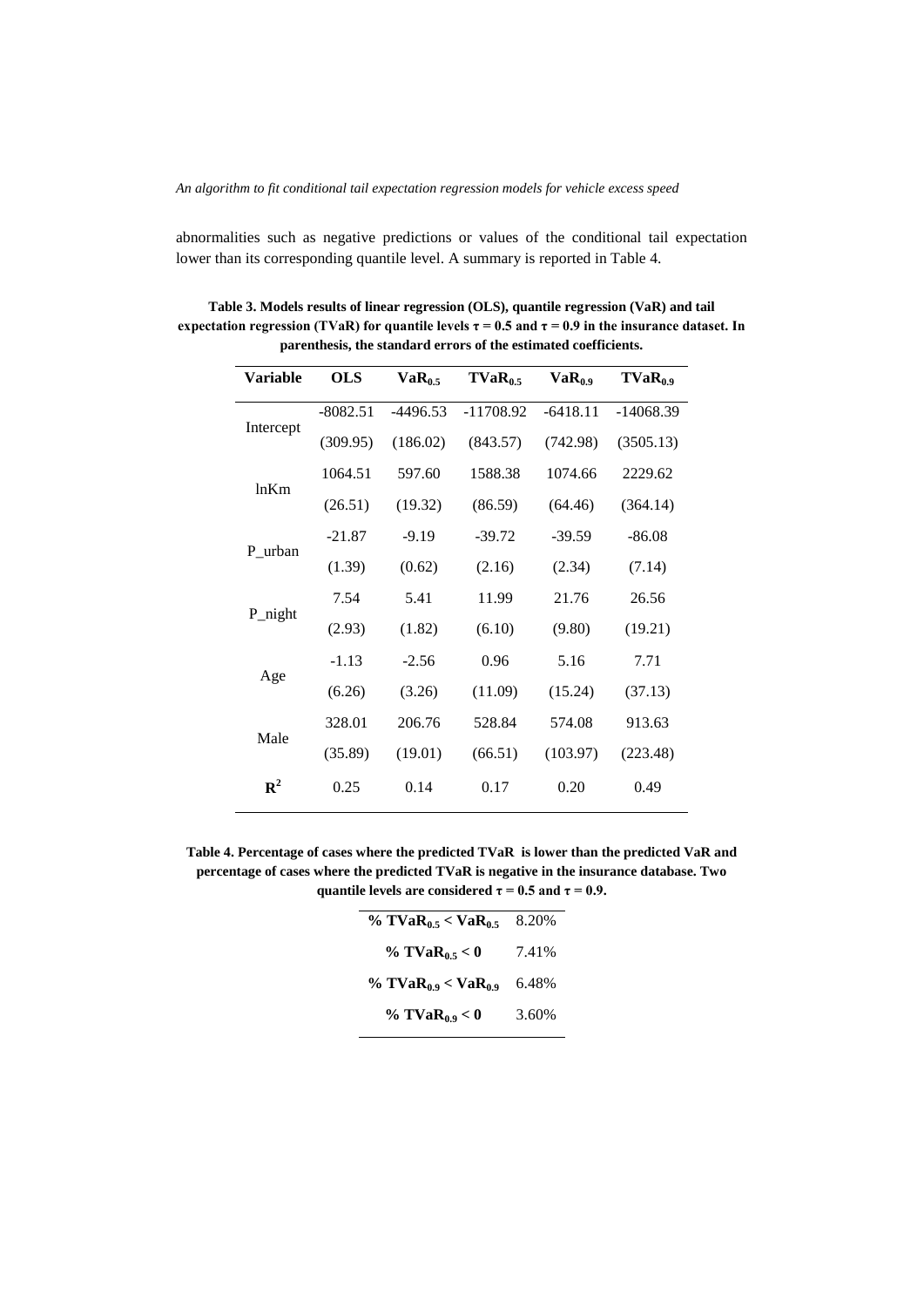abnormalities such as negative predictions or values of the conditional tail expectation lower than its corresponding quantile level. A summary is reported in Table 4.

**Table 3. Models results of linear regression (OLS), quantile regression (VaR) and tail expectation regression (TVaR) for quantile levels τ = 0.5 and τ = 0.9 in the insurance dataset. In parenthesis, the standard errors of the estimated coefficients.**

| Variable | OLS | $VaR_{0.5}$ | $TVaR_{0.5}$ | $VaR_{0.9}$ | $TVaR_{0.9}$ |
|---|---|---|---|---|---|
| Intercept | -8082.51 | -4496.53 | -11708.92 | -6418.11 | -14068.39 |
| | (309.95) | (186.02) | (843.57) | (742.98) | (3505.13) |
| lnKm | 1064.51 | 597.60 | 1588.38 | 1074.66 | 2229.62 |
| | (26.51) | (19.32) | (86.59) | (64.46) | (364.14) |
| P_urban | -21.87 | -9.19 | -39.72 | -39.59 | -86.08 |
| | (1.39) | (0.62) | (2.16) | (2.34) | (7.14) |
| P_night | 7.54 | 5.41 | 11.99 | 21.76 | 26.56 |
| | (2.93) | (1.82) | (6.10) | (9.80) | (19.21) |
| Age | -1.13 | -2.56 | 0.96 | 5.16 | 7.71 |
| | (6.26) | (3.26) | (11.09) | (15.24) | (37.13) |
| Male | 328.01 | 206.76 | 528.84 | 574.08 | 913.63 |
| | (35.89) | (19.01) | (66.51) | (103.97) | (223.48) |
| $R^2$ | 0.25 | 0.14 | 0.17 | 0.20 | 0.49 |

**Table 4. Percentage of cases where the predicted TVaR is lower than the predicted VaR and percentage of cases where the predicted TVaR is negative in the insurance database. Two quantile levels are considered τ = 0.5 and τ = 0.9.**

| | |
|---|---|
| % $TVaR_{0.5} < VaR_{0.5}$ | 8.20% |
| % $TVaR_{0.5} < 0$ | 7.41% |
| % $TVaR_{0.9} < VaR_{0.9}$ | 6.48% |
| % $TVaR_{0.9} < 0$ | 3.60% |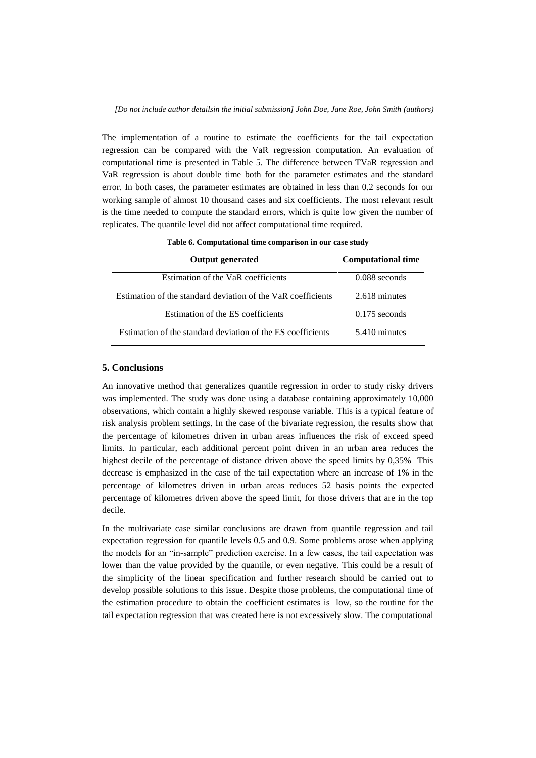The implementation of a routine to estimate the coefficients for the tail expectation regression can be compared with the VaR regression computation. An evaluation of computational time is presented in Table 5. The difference between TVaR regression and VaR regression is about double time both for the parameter estimates and the standard error. In both cases, the parameter estimates are obtained in less than 0.2 seconds for our working sample of almost 10 thousand cases and six coefficients. The most relevant result is the time needed to compute the standard errors, which is quite low given the number of replicates. The quantile level did not affect computational time required.

**Table 6. Computational time comparison in our case study**

| Output generated | Computational time |
|---|---|
| Estimation of the VaR coefficients | 0.088 seconds |
| Estimation of the standard deviation of the VaR coefficients | 2.618 minutes |
| Estimation of the ES coefficients | 0.175 seconds |
| Estimation of the standard deviation of the ES coefficients | 5.410 minutes |

## 5. Conclusions

An innovative method that generalizes quantile regression in order to study risky drivers was implemented. The study was done using a database containing approximately 10,000 observations, which contain a highly skewed response variable. This is a typical feature of risk analysis problem settings. In the case of the bivariate regression, the results show that the percentage of kilometres driven in urban areas influences the risk of exceed speed limits. In particular, each additional percent point driven in an urban area reduces the highest decile of the percentage of distance driven above the speed limits by 0,35% This decrease is emphasized in the case of the tail expectation where an increase of 1% in the percentage of kilometres driven in urban areas reduces 52 basis points the expected percentage of kilometres driven above the speed limit, for those drivers that are in the top decile.

In the multivariate case similar conclusions are drawn from quantile regression and tail expectation regression for quantile levels 0.5 and 0.9. Some problems arose when applying the models for an "in-sample" prediction exercise. In a few cases, the tail expectation was lower than the value provided by the quantile, or even negative. This could be a result of the simplicity of the linear specification and further research should be carried out to develop possible solutions to this issue. Despite those problems, the computational time of the estimation procedure to obtain the coefficient estimates is low, so the routine for the tail expectation regression that was created here is not excessively slow. The computational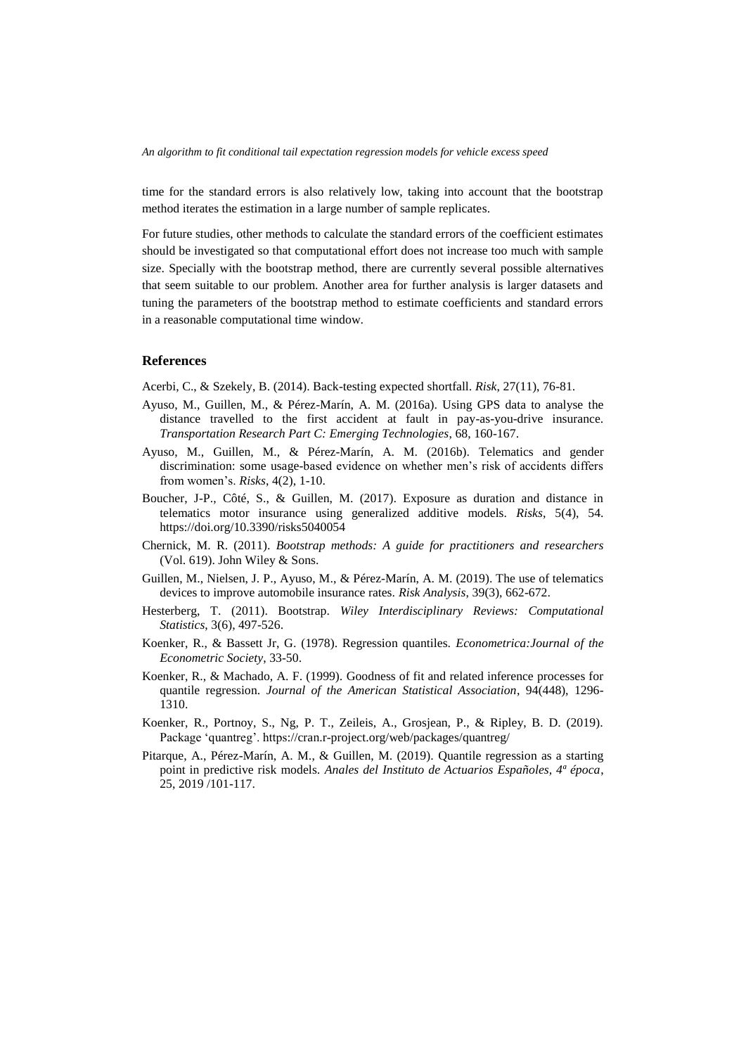time for the standard errors is also relatively low, taking into account that the bootstrap method iterates the estimation in a large number of sample replicates.

For future studies, other methods to calculate the standard errors of the coefficient estimates should be investigated so that computational effort does not increase too much with sample size. Specially with the bootstrap method, there are currently several possible alternatives that seem suitable to our problem. Another area for further analysis is larger datasets and tuning the parameters of the bootstrap method to estimate coefficients and standard errors in a reasonable computational time window.

## References

Acerbi, C., & Szekely, B. (2014). Back-testing expected shortfall. *Risk*, 27(11), 76-81.

Ayuso, M., Guillen, M., & Pérez-Marín, A. M. (2016a). Using GPS data to analyse the distance travelled to the first accident at fault in pay-as-you-drive insurance. *Transportation Research Part C: Emerging Technologies*, 68, 160-167.

Ayuso, M., Guillen, M., & Pérez-Marín, A. M. (2016b). Telematics and gender discrimination: some usage-based evidence on whether men's risk of accidents differs from women's. *Risks*, 4(2), 1-10.

Boucher, J-P., Côté, S., & Guillen, M. (2017). Exposure as duration and distance in telematics motor insurance using generalized additive models. *Risks*, 5(4), 54. https://doi.org/10.3390/risks5040054

Chernick, M. R. (2011). *Bootstrap methods: A guide for practitioners and researchers* (Vol. 619). John Wiley & Sons.

Guillen, M., Nielsen, J. P., Ayuso, M., & Pérez-Marín, A. M. (2019). The use of telematics devices to improve automobile insurance rates. *Risk Analysis*, 39(3), 662-672.

Hesterberg, T. (2011). Bootstrap. *Wiley Interdisciplinary Reviews: Computational Statistics*, 3(6), 497-526.

Koenker, R., & Bassett Jr, G. (1978). Regression quantiles. *Econometrica:Journal of the Econometric Society*, 33-50.

Koenker, R., & Machado, A. F. (1999). Goodness of fit and related inference processes for quantile regression. *Journal of the American Statistical Association*, 94(448), 1296-1310.

Koenker, R., Portnoy, S., Ng, P. T., Zeileis, A., Grosjean, P., & Ripley, B. D. (2019). Package 'quantreg'. https://cran.r-project.org/web/packages/quantreg/

Pitarque, A., Pérez-Marín, A. M., & Guillen, M. (2019). Quantile regression as a starting point in predictive risk models. *Anales del Instituto de Actuarios Españoles, 4ª época*, 25, 2019 /101-117.